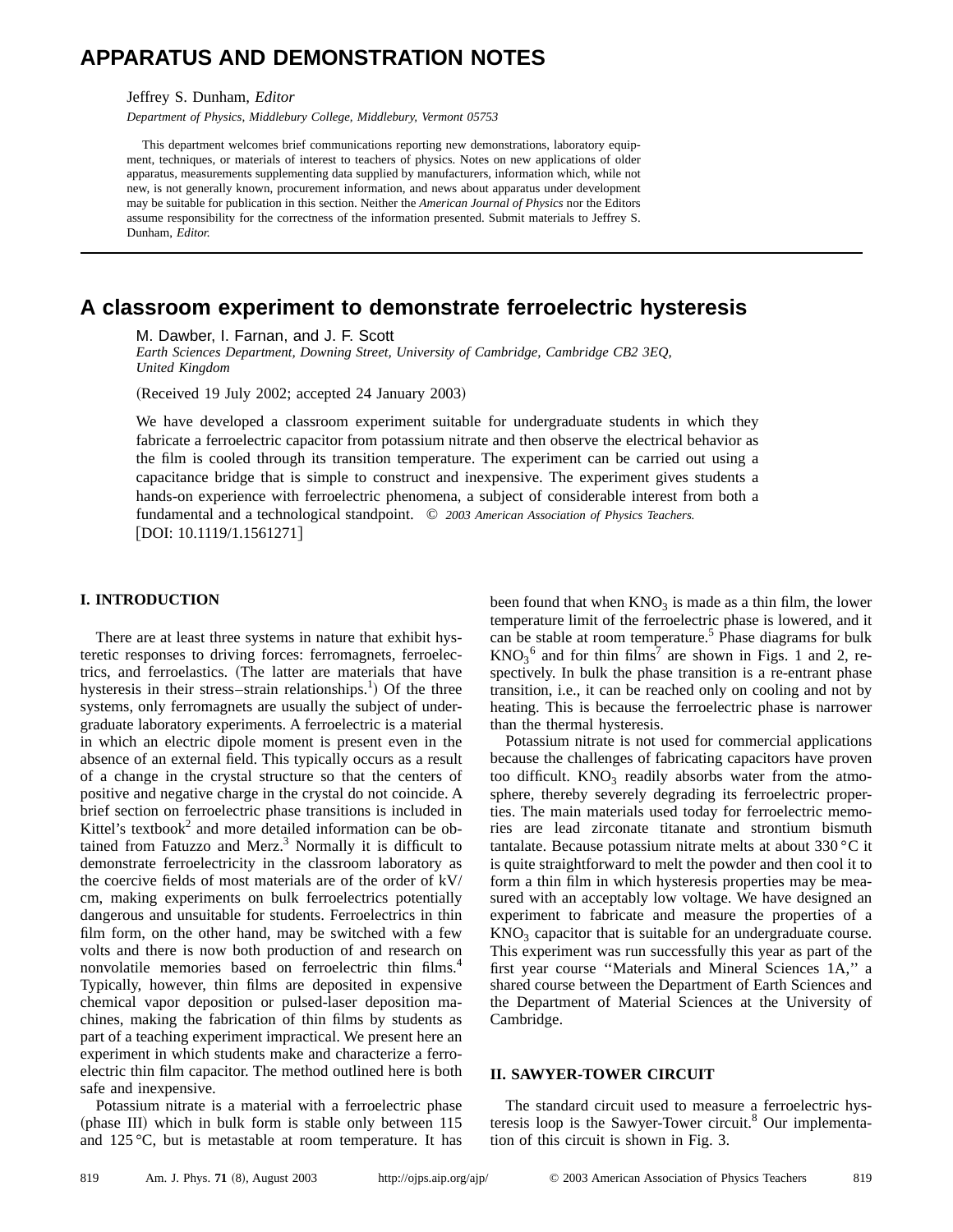# APPARATUS AND DEMONSTRATION NOTES

Jeffrey S. Dunham, *Editor*

*Department of Physics, Middlebury College, Middlebury, Vermont 05753*

This department welcomes brief communications reporting new demonstrations, laboratory equipment, techniques, or materials of interest to teachers of physics. Notes on new applications of older apparatus, measurements supplementing data supplied by manufacturers, information which, while not new, is not generally known, procurement information, and news about apparatus under development may be suitable for publication in this section. Neither the *American Journal of Physics* nor the Editors assume responsibility for the correctness of the information presented. Submit materials to Jeffrey S. Dunham, *Editor.*

## A classroom experiment to demonstrate ferroelectric hysteresis

M. Dawber, I. Farnan, and J. F. Scott

*Earth Sciences Department, Downing Street, University of Cambridge, Cambridge CB2 3EQ, United Kingdom*

(Received 19 July 2002; accepted 24 January 2003)

We have developed a classroom experiment suitable for undergraduate students in which they fabricate a ferroelectric capacitor from potassium nitrate and then observe the electrical behavior as the film is cooled through its transition temperature. The experiment can be carried out using a capacitance bridge that is simple to construct and inexpensive. The experiment gives students a hands-on experience with ferroelectric phenomena, a subject of considerable interest from both a fundamental and a technological standpoint. © *2003 American Association of Physics Teachers.* [DOI: 10.1119/1.1561271]

### I. INTRODUCTION

There are at least three systems in nature that exhibit hysteretic responses to driving forces: ferromagnets, ferroelectrics, and ferroelastics. (The latter are materials that have hysteresis in their stress–strain relationships.[1]) Of the three systems, only ferromagnets are usually the subject of undergraduate laboratory experiments. A ferroelectric is a material in which an electric dipole moment is present even in the absence of an external field. This typically occurs as a result of a change in the crystal structure so that the centers of positive and negative charge in the crystal do not coincide. A brief section on ferroelectric phase transitions is included in Kittel's textbook[2] and more detailed information can be obtained from Fatuzzo and Merz.[3] Normally it is difficult to demonstrate ferroelectricity in the classroom laboratory as the coercive fields of most materials are of the order of kV/cm, making experiments on bulk ferroelectrics potentially dangerous and unsuitable for students. Ferroelectrics in thin film form, on the other hand, may be switched with a few volts and there is now both production of and research on nonvolatile memories based on ferroelectric thin films.[4] Typically, however, thin films are deposited in expensive chemical vapor deposition or pulsed-laser deposition machines, making the fabrication of thin films by students as part of a teaching experiment impractical. We present here an experiment in which students make and characterize a ferroelectric thin film capacitor. The method outlined here is both safe and inexpensive.

Potassium nitrate is a material with a ferroelectric phase (phase III) which in bulk form is stable only between 115 and 125 °C, but is metastable at room temperature. It has been found that when $KNO_3$ is made as a thin film, the lower temperature limit of the ferroelectric phase is lowered, and it can be stable at room temperature.[5] Phase diagrams for bulk $KNO_3$[6] and for thin films[7] are shown in Figs. 1 and 2, respectively. In bulk the phase transition is a re-entrant phase transition, i.e., it can be reached only on cooling and not by heating. This is because the ferroelectric phase is narrower than the thermal hysteresis.

Potassium nitrate is not used for commercial applications because the challenges of fabricating capacitors have proven too difficult. $KNO_3$ readily absorbs water from the atmosphere, thereby severely degrading its ferroelectric properties. The main materials used today for ferroelectric memories are lead zirconate titanate and strontium bismuth tantalate. Because potassium nitrate melts at about 330 °C it is quite straightforward to melt the powder and then cool it to form a thin film in which hysteresis properties may be measured with an acceptably low voltage. We have designed an experiment to fabricate and measure the properties of a $KNO_3$ capacitor that is suitable for an undergraduate course. This experiment was run successfully this year as part of the first year course "Materials and Mineral Sciences 1A," a shared course between the Department of Earth Sciences and the Department of Material Sciences at the University of Cambridge.

### II. SAWYER-TOWER CIRCUIT

The standard circuit used to measure a ferroelectric hysteresis loop is the Sawyer-Tower circuit.[8] Our implementation of this circuit is shown in Fig. 3.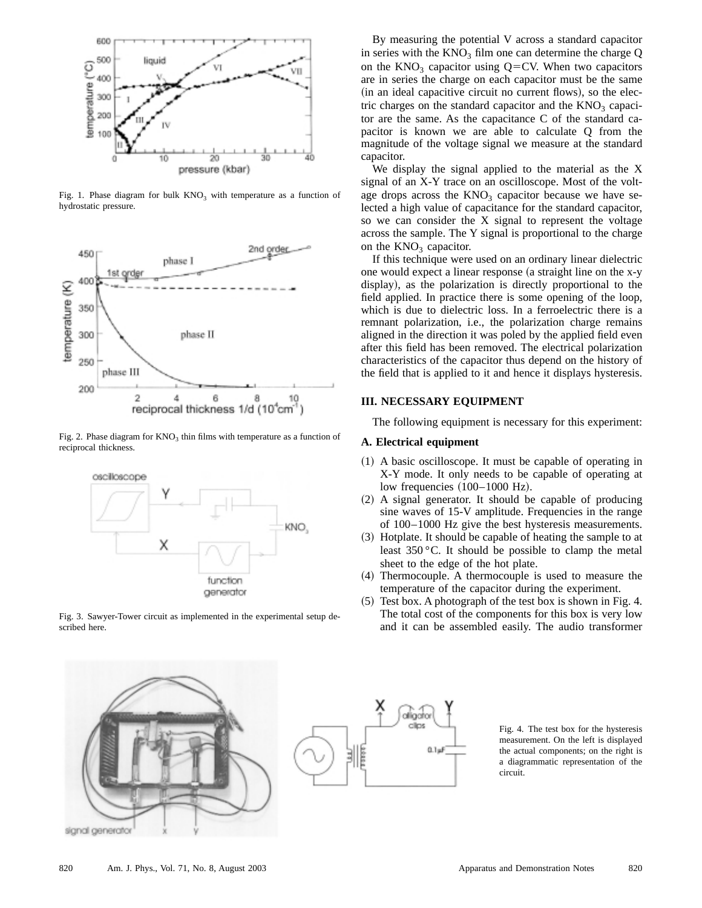Fig. 1. Phase diagram for bulk $KNO_3$ with temperature as a function of hydrostatic pressure.

Fig. 2. Phase diagram for $KNO_3$ thin films with temperature as a function of reciprocal thickness.

Fig. 3. Sawyer-Tower circuit as implemented in the experimental setup described here.

By measuring the potential V across a standard capacitor in series with the $KNO_3$ film one can determine the charge Q on the $KNO_3$ capacitor using $Q=CV$. When two capacitors are in series the charge on each capacitor must be the same (in an ideal capacitive circuit no current flows), so the electric charges on the standard capacitor and the $KNO_3$ capacitor are the same. As the capacitance C of the standard capacitor is known we are able to calculate Q from the magnitude of the voltage signal we measure at the standard capacitor.

We display the signal applied to the material as the X signal of an X-Y trace on an oscilloscope. Most of the voltage drops across the $KNO_3$ capacitor because we have selected a high value of capacitance for the standard capacitor, so we can consider the X signal to represent the voltage across the sample. The Y signal is proportional to the charge on the $KNO_3$ capacitor.

If this technique were used on an ordinary linear dielectric one would expect a linear response (a straight line on the x-y display), as the polarization is directly proportional to the field applied. In practice there is some opening of the loop, which is due to dielectric loss. In a ferroelectric there is a remnant polarization, i.e., the polarization charge remains aligned in the direction it was poled by the applied field even after this field has been removed. The electrical polarization characteristics of the capacitor thus depend on the history of the field that is applied to it and hence it displays hysteresis.

## III. NECESSARY EQUIPMENT

The following equipment is necessary for this experiment:

### A. Electrical equipment

(1) A basic oscilloscope. It must be capable of operating in X-Y mode. It only needs to be capable of operating at low frequencies (100–1000 Hz).

(2) A signal generator. It should be capable of producing sine waves of 15-V amplitude. Frequencies in the range of 100–1000 Hz give the best hysteresis measurements.

(3) Hotplate. It should be capable of heating the sample to at least 350 °C. It should be possible to clamp the metal sheet to the edge of the hot plate.

(4) Thermocouple. A thermocouple is used to measure the temperature of the capacitor during the experiment.

(5) Test box. A photograph of the test box is shown in Fig. 4. The total cost of the components for this box is very low and it can be assembled easily. The audio transformer

Fig. 4. The test box for the hysteresis measurement. On the left is displayed the actual components; on the right is a diagrammatic representation of the circuit.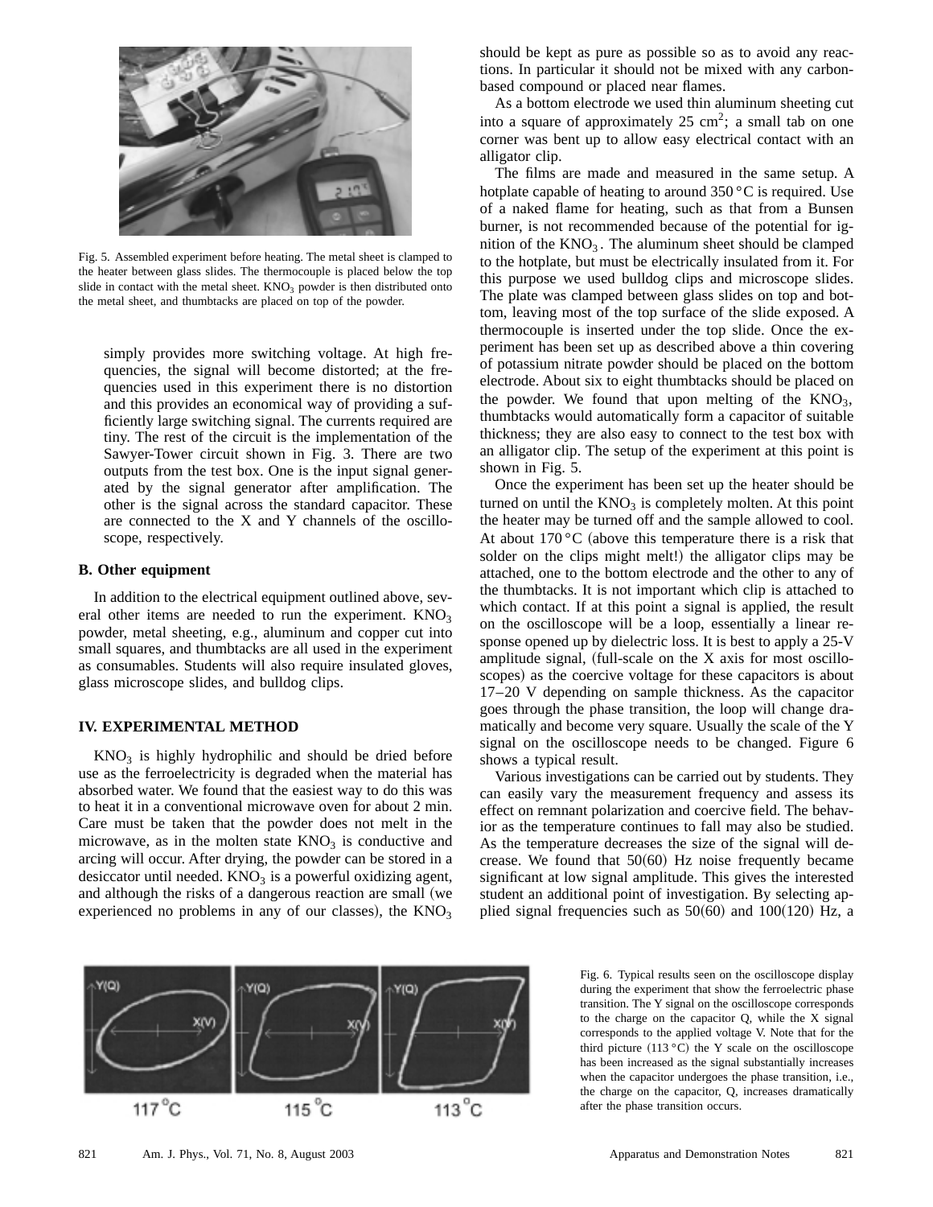Fig. 5. Assembled experiment before heating. The metal sheet is clamped to the heater between glass slides. The thermocouple is placed below the top slide in contact with the metal sheet. $KNO_3$ powder is then distributed onto the metal sheet, and thumbtacks are placed on top of the powder.

simply provides more switching voltage. At high frequencies, the signal will become distorted; at the frequencies used in this experiment there is no distortion and this provides an economical way of providing a sufficiently large switching signal. The currents required are tiny. The rest of the circuit is the implementation of the Sawyer-Tower circuit shown in Fig. 3. There are two outputs from the test box. One is the input signal generated by the signal generator after amplification. The other is the signal across the standard capacitor. These are connected to the X and Y channels of the oscilloscope, respectively.

### B. Other equipment

In addition to the electrical equipment outlined above, several other items are needed to run the experiment. $KNO_3$ powder, metal sheeting, e.g., aluminum and copper cut into small squares, and thumbtacks are all used in the experiment as consumables. Students will also require insulated gloves, glass microscope slides, and bulldog clips.

## IV. EXPERIMENTAL METHOD

$KNO_3$ is highly hydrophilic and should be dried before use as the ferroelectricity is degraded when the material has absorbed water. We found that the easiest way to do this was to heat it in a conventional microwave oven for about 2 min. Care must be taken that the powder does not melt in the microwave, as in the molten state $KNO_3$ is conductive and arcing will occur. After drying, the powder can be stored in a desiccator until needed. $KNO_3$ is a powerful oxidizing agent, and although the risks of a dangerous reaction are small (we experienced no problems in any of our classes), the $KNO_3$ should be kept as pure as possible so as to avoid any reactions. In particular it should not be mixed with any carbon-based compound or placed near flames.

As a bottom electrode we used thin aluminum sheeting cut into a square of approximately 25 $cm^2$; a small tab on one corner was bent up to allow easy electrical contact with an alligator clip.

The films are made and measured in the same setup. A hotplate capable of heating to around 350 °C is required. Use of a naked flame for heating, such as that from a Bunsen burner, is not recommended because of the potential for ignition of the $KNO_3$. The aluminum sheet should be clamped to the hotplate, but must be electrically insulated from it. For this purpose we used bulldog clips and microscope slides. The plate was clamped between glass slides on top and bottom, leaving most of the top surface of the slide exposed. A thermocouple is inserted under the top slide. Once the experiment has been set up as described above a thin covering of potassium nitrate powder should be placed on the bottom electrode. About six to eight thumbtacks should be placed on the powder. We found that upon melting of the $KNO_3$, thumbtacks would automatically form a capacitor of suitable thickness; they are also easy to connect to the test box with an alligator clip. The setup of the experiment at this point is shown in Fig. 5.

Once the experiment has been set up the heater should be turned on until the $KNO_3$ is completely molten. At this point the heater may be turned off and the sample allowed to cool. At about 170 °C (above this temperature there is a risk that solder on the clips might melt!) the alligator clips may be attached, one to the bottom electrode and the other to any of the thumbtacks. It is not important which clip is attached to which contact. If at this point a signal is applied, the result on the oscilloscope will be a loop, essentially a linear response opened up by dielectric loss. It is best to apply a 25-V amplitude signal, (full-scale on the X axis for most oscilloscopes) as the coercive voltage for these capacitors is about 17–20 V depending on sample thickness. As the capacitor goes through the phase transition, the loop will change dramatically and become very square. Usually the scale of the Y signal on the oscilloscope needs to be changed. Figure 6 shows a typical result.

Various investigations can be carried out by students. They can easily vary the measurement frequency and assess its effect on remnant polarization and coercive field. The behavior as the temperature continues to fall may also be studied. As the temperature decreases the size of the signal will decrease. We found that 50(60) Hz noise frequently became significant at low signal amplitude. This gives the interested student an additional point of investigation. By selecting applied signal frequencies such as 50(60) and 100(120) Hz, a

Fig. 6. Typical results seen on the oscilloscope display during the experiment that show the ferroelectric phase transition. The Y signal on the oscilloscope corresponds to the charge on the capacitor Q, while the X signal corresponds to the applied voltage V. Note that for the third picture (113 °C) the Y scale on the oscilloscope has been increased as the signal substantially increases when the capacitor undergoes the phase transition, i.e., the charge on the capacitor, Q, increases dramatically after the phase transition occurs.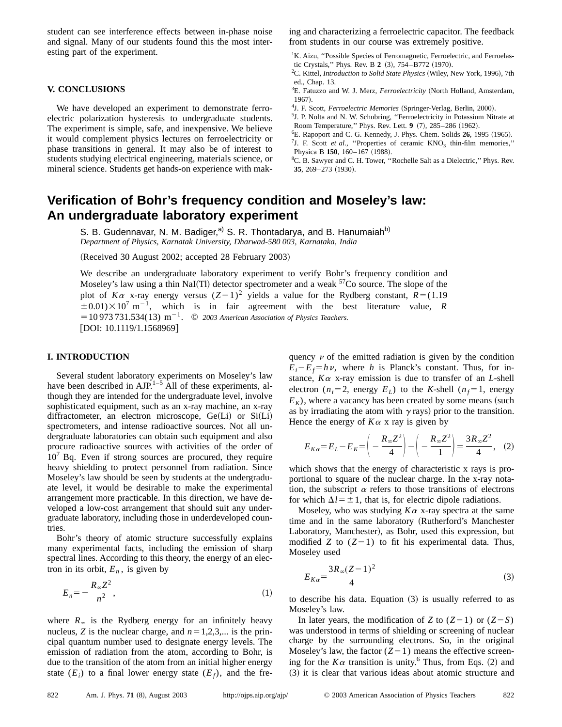student can see interference effects between in-phase noise and signal. Many of our students found this the most interesting part of the experiment.

## V. CONCLUSIONS

We have developed an experiment to demonstrate ferroelectric polarization hysteresis to undergraduate students. The experiment is simple, safe, and inexpensive. We believe it would complement physics lectures on ferroelectricity or phase transitions in general. It may also be of interest to students studying electrical engineering, materials science, or mineral science. Students get hands-on experience with making and characterizing a ferroelectric capacitor. The feedback from students in our course was extremely positive.

[1] K. Aizu, "Possible Species of Ferromagnetic, Ferroelectric, and Ferroelastic Crystals," Phys. Rev. B **2** (3), 754–B772 (1970).

[2] C. Kittel, *Introduction to Solid State Physics* (Wiley, New York, 1996), 7th ed., Chap. 13.

[3] E. Fatuzzo and W. J. Merz, *Ferroelectricity* (North Holland, Amsterdam, 1967).

[4] J. F. Scott, *Ferroelectric Memories* (Springer-Verlag, Berlin, 2000).

[5] J. P. Nolta and N. W. Schubring, "Ferroelectricity in Potassium Nitrate at Room Temperature," Phys. Rev. Lett. **9** (7), 285–286 (1962).

[6] E. Rapoport and C. G. Kennedy, J. Phys. Chem. Solids **26**, 1995 (1965).

[7] J. F. Scott *et al.*, "Properties of ceramic $KNO_3$ thin-film memories," Physica B **150**, 160–167 (1988).

[8] C. B. Sawyer and C. H. Tower, "Rochelle Salt as a Dielectric," Phys. Rev. **35**, 269–273 (1930).

# Verification of Bohr's frequency condition and Moseley's law: An undergraduate laboratory experiment

S. B. Gudennavar, N. M. Badiger,[a] S. R. Thontadarya, and B. Hanumaiah[b]

*Department of Physics, Karnatak University, Dharwad-580 003, Karnataka, India*

(Received 30 August 2002; accepted 28 February 2003)

We describe an undergraduate laboratory experiment to verify Bohr's frequency condition and Moseley's law using a thin NaI(Tl) detector spectrometer and a weak $^{57}$Co source. The slope of the plot of $K\alpha$ x-ray energy versus $(Z-1)^2$ yields a value for the Rydberg constant, $R=(1.19\pm 0.01)\times 10^7\ \mathrm{m}^{-1}$, which is in fair agreement with the best literature value, $R=10\,973\,731.534(13)\ \mathrm{m}^{-1}$. © *2003 American Association of Physics Teachers.*

[DOI: 10.1119/1.1568969]

## I. INTRODUCTION

Several student laboratory experiments on Moseley's law have been described in AJP.[1–5] All of these experiments, although they are intended for the undergraduate level, involve sophisticated equipment, such as an x-ray machine, an x-ray diffractometer, an electron microscope, Ge(Li) or Si(Li) spectrometers, and intense radioactive sources. Not all undergraduate laboratories can obtain such equipment and also procure radioactive sources with activities of the order of $10^7$ Bq. Even if strong sources are procured, they require heavy shielding to protect personnel from radiation. Since Moseley's law should be seen by students at the undergraduate level, it would be desirable to make the experimental arrangement more practicable. In this direction, we have developed a low-cost arrangement that should suit any undergraduate laboratory, including those in underdeveloped countries.

Bohr's theory of atomic structure successfully explains many experimental facts, including the emission of sharp spectral lines. According to this theory, the energy of an electron in its orbit, $E_n$, is given by

$$E_n=-\frac{R_\infty Z^2}{n^2},\tag{1}$$

where $R_\infty$ is the Rydberg energy for an infinitely heavy nucleus, $Z$ is the nuclear charge, and $n=1,2,3,\ldots$ is the principal quantum number used to designate energy levels. The emission of radiation from the atom, according to Bohr, is due to the transition of the atom from an initial higher energy state $(E_i)$ to a final lower energy state $(E_f)$, and the frequency $\nu$ of the emitted radiation is given by the condition $E_i-E_f=h\nu$, where $h$ is Planck's constant. Thus, for instance, $K\alpha$ x-ray emission is due to transfer of an $L$-shell electron ($n_i=2$, energy $E_L$) to the $K$-shell ($n_f=1$, energy $E_K$), where a vacancy has been created by some means (such as by irradiating the atom with $\gamma$ rays) prior to the transition. Hence the energy of $K\alpha$ x ray is given by

$$E_{K\alpha}=E_L-E_K=\left(-\frac{R_\infty Z^2}{4}\right)-\left(-\frac{R_\infty Z^2}{1}\right)=\frac{3R_\infty Z^2}{4},\tag{2}$$

which shows that the energy of characteristic x rays is proportional to square of the nuclear charge. In the x-ray notation, the subscript $\alpha$ refers to those transitions of electrons for which $\Delta l=\pm 1$, that is, for electric dipole radiations.

Moseley, who was studying $K\alpha$ x-ray spectra at the same time and in the same laboratory (Rutherford's Manchester Laboratory, Manchester), as Bohr, used this expression, but modified $Z$ to $(Z-1)$ to fit his experimental data. Thus, Moseley used

$$E_{K\alpha}=\frac{3R_\infty (Z-1)^2}{4}\tag{3}$$

to describe his data. Equation (3) is usually referred to as Moseley's law.

In later years, the modification of $Z$ to $(Z-1)$ or $(Z-S)$ was understood in terms of shielding or screening of nuclear charge by the surrounding electrons. So, in the original Moseley's law, the factor $(Z-1)$ means the effective screening for the $K\alpha$ transition is unity.[6] Thus, from Eqs. (2) and (3) it is clear that various ideas about atomic structure and